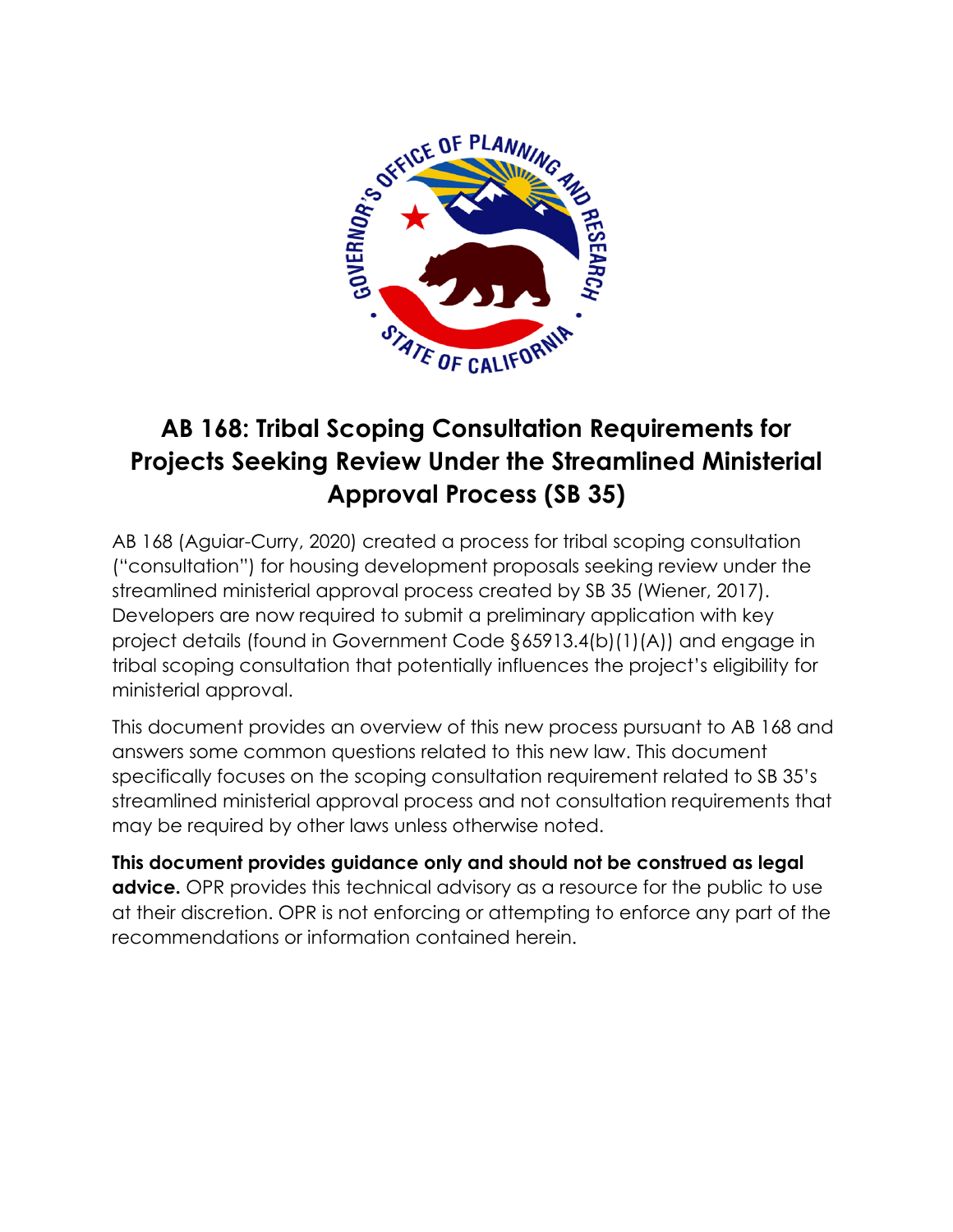# AB 168: Tribal Scoping Consultation Requirements for Projects Seeking Review Under the Streamlined Ministerial Approval Process (SB 35)

AB 168 (Aguiar-Curry, 2020) created a process for tribal scoping consultation ("consultation") for housing development proposals seeking review under the streamlined ministerial approval process created by SB 35 (Wiener, 2017). Developers are now required to submit a preliminary application with key project details (found in Government Code §65913.4(b)(1)(A)) and engage in tribal scoping consultation that potentially influences the project's eligibility for ministerial approval.

This document provides an overview of this new process pursuant to AB 168 and answers some common questions related to this new law. This document specifically focuses on the scoping consultation requirement related to SB 35's streamlined ministerial approval process and not consultation requirements that may be required by other laws unless otherwise noted.

**This document provides guidance only and should not be construed as legal advice.** OPR provides this technical advisory as a resource for the public to use at their discretion. OPR is not enforcing or attempting to enforce any part of the recommendations or information contained herein.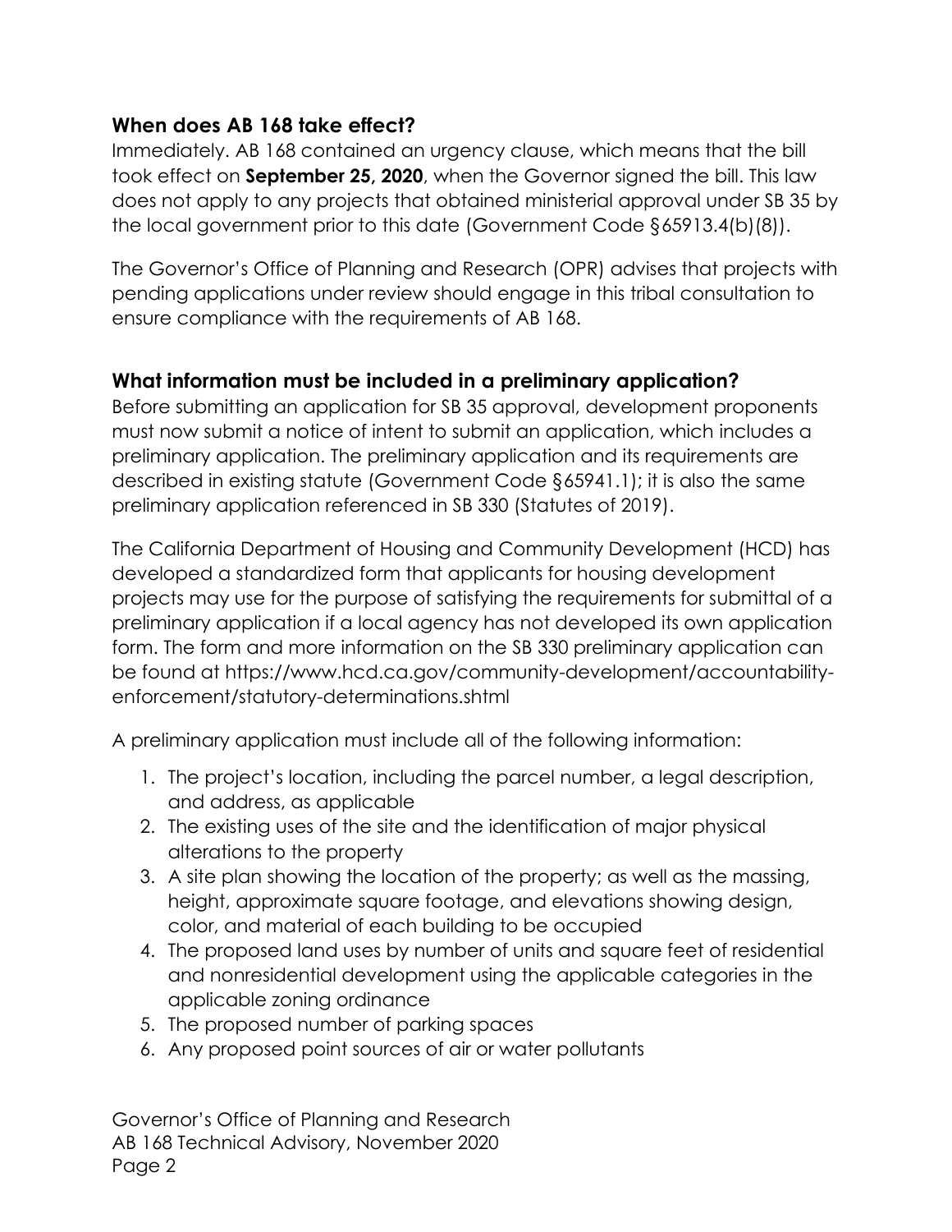## When does AB 168 take effect?

Immediately. AB 168 contained an urgency clause, which means that the bill took effect on **September 25, 2020**, when the Governor signed the bill. This law does not apply to any projects that obtained ministerial approval under SB 35 by the local government prior to this date (Government Code §65913.4(b)(8)).

The Governor's Office of Planning and Research (OPR) advises that projects with pending applications under review should engage in this tribal consultation to ensure compliance with the requirements of AB 168.

## What information must be included in a preliminary application?

Before submitting an application for SB 35 approval, development proponents must now submit a notice of intent to submit an application, which includes a preliminary application. The preliminary application and its requirements are described in existing statute (Government Code §65941.1); it is also the same preliminary application referenced in SB 330 (Statutes of 2019).

The California Department of Housing and Community Development (HCD) has developed a standardized form that applicants for housing development projects may use for the purpose of satisfying the requirements for submittal of a preliminary application if a local agency has not developed its own application form. The form and more information on the SB 330 preliminary application can be found at https://www.hcd.ca.gov/community-development/accountability-enforcement/statutory-determinations.shtml

A preliminary application must include all of the following information:

1. The project's location, including the parcel number, a legal description, and address, as applicable
2. The existing uses of the site and the identification of major physical alterations to the property
3. A site plan showing the location of the property; as well as the massing, height, approximate square footage, and elevations showing design, color, and material of each building to be occupied
4. The proposed land uses by number of units and square feet of residential and nonresidential development using the applicable categories in the applicable zoning ordinance
5. The proposed number of parking spaces
6. Any proposed point sources of air or water pollutants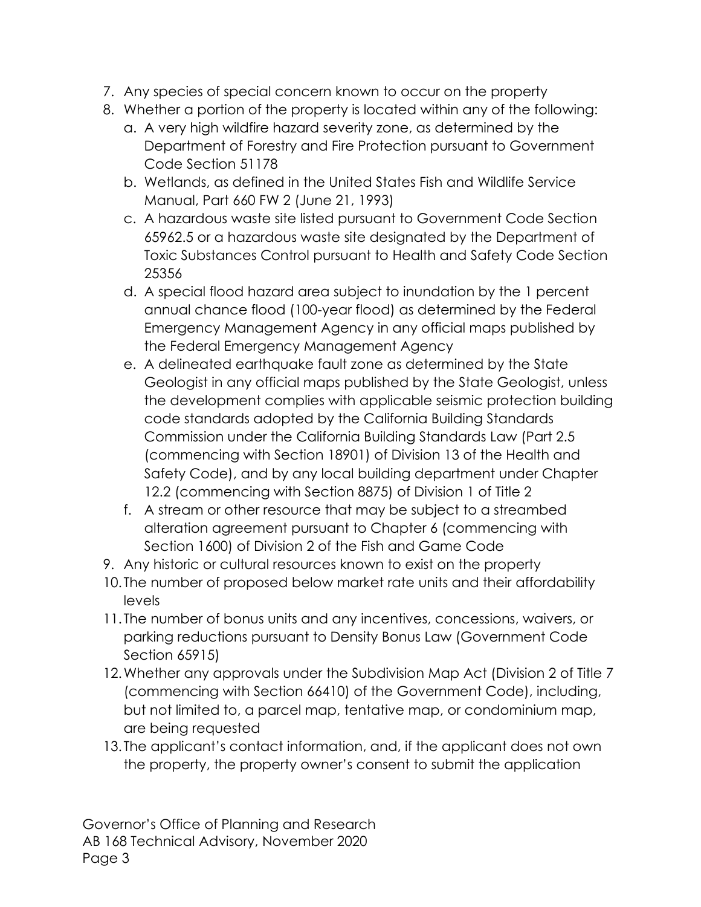7. Any species of special concern known to occur on the property
8. Whether a portion of the property is located within any of the following:
   a. A very high wildfire hazard severity zone, as determined by the Department of Forestry and Fire Protection pursuant to Government Code Section 51178
   b. Wetlands, as defined in the United States Fish and Wildlife Service Manual, Part 660 FW 2 (June 21, 1993)
   c. A hazardous waste site listed pursuant to Government Code Section 65962.5 or a hazardous waste site designated by the Department of Toxic Substances Control pursuant to Health and Safety Code Section 25356
   d. A special flood hazard area subject to inundation by the 1 percent annual chance flood (100-year flood) as determined by the Federal Emergency Management Agency in any official maps published by the Federal Emergency Management Agency
   e. A delineated earthquake fault zone as determined by the State Geologist in any official maps published by the State Geologist, unless the development complies with applicable seismic protection building code standards adopted by the California Building Standards Commission under the California Building Standards Law (Part 2.5 (commencing with Section 18901) of Division 13 of the Health and Safety Code), and by any local building department under Chapter 12.2 (commencing with Section 8875) of Division 1 of Title 2
   f. A stream or other resource that may be subject to a streambed alteration agreement pursuant to Chapter 6 (commencing with Section 1600) of Division 2 of the Fish and Game Code
9. Any historic or cultural resources known to exist on the property
10. The number of proposed below market rate units and their affordability levels
11. The number of bonus units and any incentives, concessions, waivers, or parking reductions pursuant to Density Bonus Law (Government Code Section 65915)
12. Whether any approvals under the Subdivision Map Act (Division 2 of Title 7 (commencing with Section 66410) of the Government Code), including, but not limited to, a parcel map, tentative map, or condominium map, are being requested
13. The applicant's contact information, and, if the applicant does not own the property, the property owner's consent to submit the application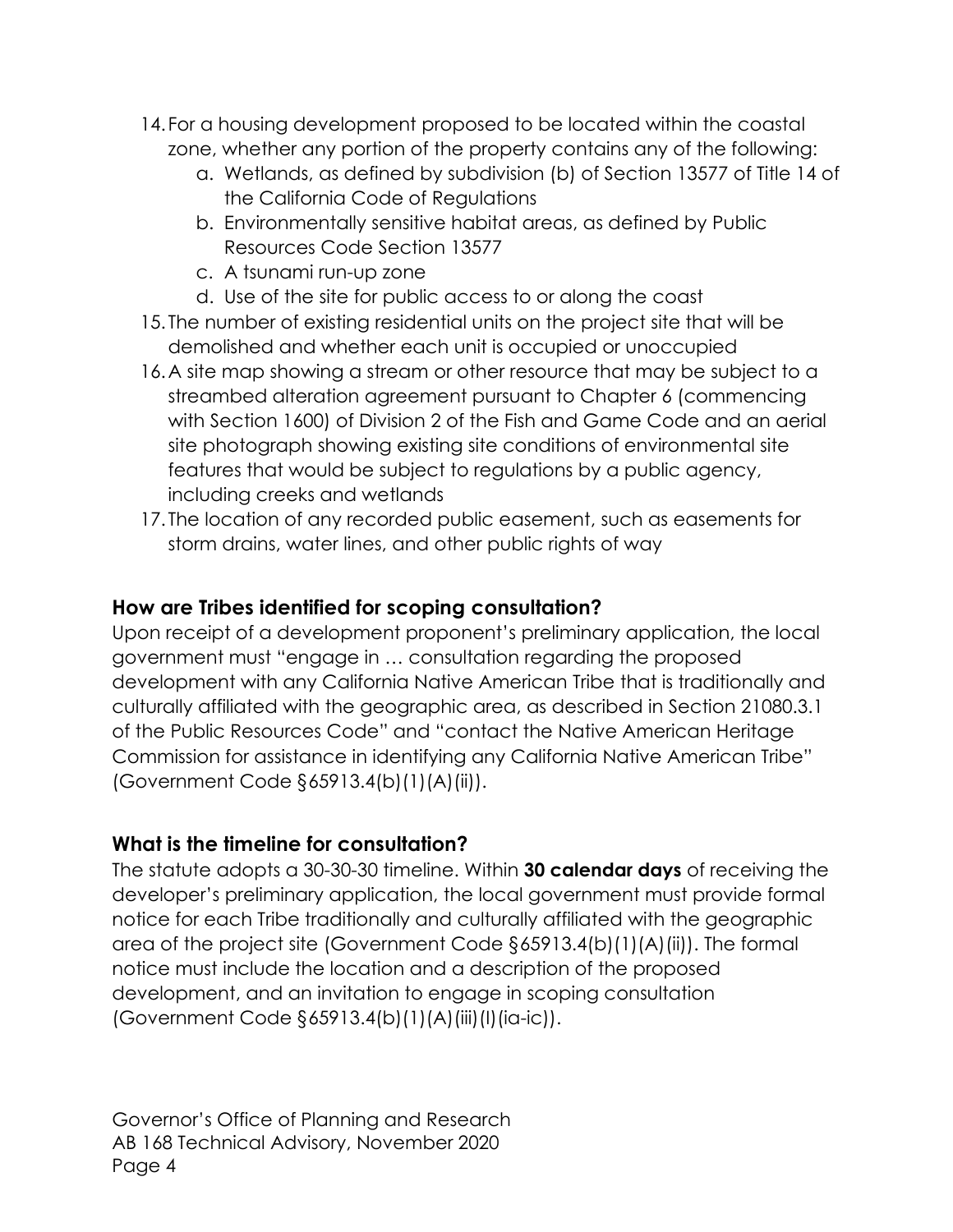14. For a housing development proposed to be located within the coastal zone, whether any portion of the property contains any of the following:
    a. Wetlands, as defined by subdivision (b) of Section 13577 of Title 14 of the California Code of Regulations
    b. Environmentally sensitive habitat areas, as defined by Public Resources Code Section 13577
    c. A tsunami run-up zone
    d. Use of the site for public access to or along the coast
15. The number of existing residential units on the project site that will be demolished and whether each unit is occupied or unoccupied
16. A site map showing a stream or other resource that may be subject to a streambed alteration agreement pursuant to Chapter 6 (commencing with Section 1600) of Division 2 of the Fish and Game Code and an aerial site photograph showing existing site conditions of environmental site features that would be subject to regulations by a public agency, including creeks and wetlands
17. The location of any recorded public easement, such as easements for storm drains, water lines, and other public rights of way

### How are Tribes identified for scoping consultation?

Upon receipt of a development proponent's preliminary application, the local government must "engage in … consultation regarding the proposed development with any California Native American Tribe that is traditionally and culturally affiliated with the geographic area, as described in Section 21080.3.1 of the Public Resources Code" and "contact the Native American Heritage Commission for assistance in identifying any California Native American Tribe" (Government Code §65913.4(b)(1)(A)(ii)).

### What is the timeline for consultation?

The statute adopts a 30-30-30 timeline. Within **30 calendar days** of receiving the developer's preliminary application, the local government must provide formal notice for each Tribe traditionally and culturally affiliated with the geographic area of the project site (Government Code §65913.4(b)(1)(A)(ii)). The formal notice must include the location and a description of the proposed development, and an invitation to engage in scoping consultation (Government Code §65913.4(b)(1)(A)(iii)(I)(ia-ic)).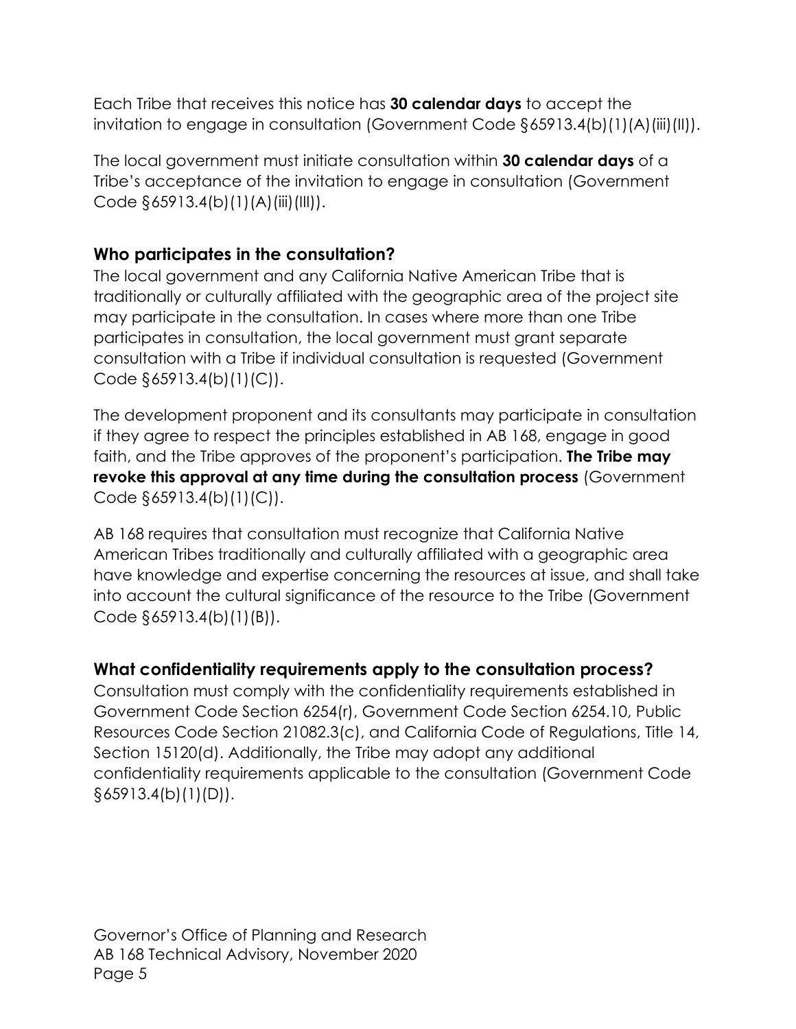Each Tribe that receives this notice has **30 calendar days** to accept the invitation to engage in consultation (Government Code §65913.4(b)(1)(A)(iii)(II)).

The local government must initiate consultation within **30 calendar days** of a Tribe's acceptance of the invitation to engage in consultation (Government Code §65913.4(b)(1)(A)(iii)(III)).

### Who participates in the consultation?

The local government and any California Native American Tribe that is traditionally or culturally affiliated with the geographic area of the project site may participate in the consultation. In cases where more than one Tribe participates in consultation, the local government must grant separate consultation with a Tribe if individual consultation is requested (Government Code §65913.4(b)(1)(C)).

The development proponent and its consultants may participate in consultation if they agree to respect the principles established in AB 168, engage in good faith, and the Tribe approves of the proponent's participation. **The Tribe may revoke this approval at any time during the consultation process** (Government Code §65913.4(b)(1)(C)).

AB 168 requires that consultation must recognize that California Native American Tribes traditionally and culturally affiliated with a geographic area have knowledge and expertise concerning the resources at issue, and shall take into account the cultural significance of the resource to the Tribe (Government Code §65913.4(b)(1)(B)).

### What confidentiality requirements apply to the consultation process?

Consultation must comply with the confidentiality requirements established in Government Code Section 6254(r), Government Code Section 6254.10, Public Resources Code Section 21082.3(c), and California Code of Regulations, Title 14, Section 15120(d). Additionally, the Tribe may adopt any additional confidentiality requirements applicable to the consultation (Government Code §65913.4(b)(1)(D)).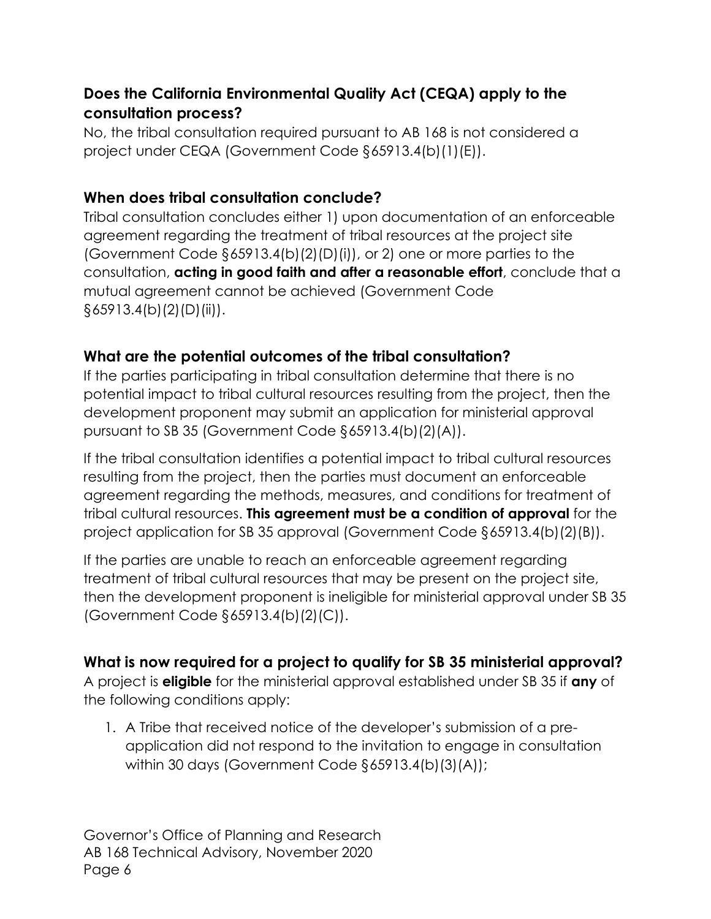### Does the California Environmental Quality Act (CEQA) apply to the consultation process?

No, the tribal consultation required pursuant to AB 168 is not considered a project under CEQA (Government Code §65913.4(b)(1)(E)).

### When does tribal consultation conclude?

Tribal consultation concludes either 1) upon documentation of an enforceable agreement regarding the treatment of tribal resources at the project site (Government Code §65913.4(b)(2)(D)(i)), or 2) one or more parties to the consultation, **acting in good faith and after a reasonable effort**, conclude that a mutual agreement cannot be achieved (Government Code §65913.4(b)(2)(D)(ii)).

### What are the potential outcomes of the tribal consultation?

If the parties participating in tribal consultation determine that there is no potential impact to tribal cultural resources resulting from the project, then the development proponent may submit an application for ministerial approval pursuant to SB 35 (Government Code §65913.4(b)(2)(A)).

If the tribal consultation identifies a potential impact to tribal cultural resources resulting from the project, then the parties must document an enforceable agreement regarding the methods, measures, and conditions for treatment of tribal cultural resources. **This agreement must be a condition of approval** for the project application for SB 35 approval (Government Code §65913.4(b)(2)(B)).

If the parties are unable to reach an enforceable agreement regarding treatment of tribal cultural resources that may be present on the project site, then the development proponent is ineligible for ministerial approval under SB 35 (Government Code §65913.4(b)(2)(C)).

### What is now required for a project to qualify for SB 35 ministerial approval?

A project is **eligible** for the ministerial approval established under SB 35 if **any** of the following conditions apply:

1. A Tribe that received notice of the developer's submission of a pre-application did not respond to the invitation to engage in consultation within 30 days (Government Code §65913.4(b)(3)(A));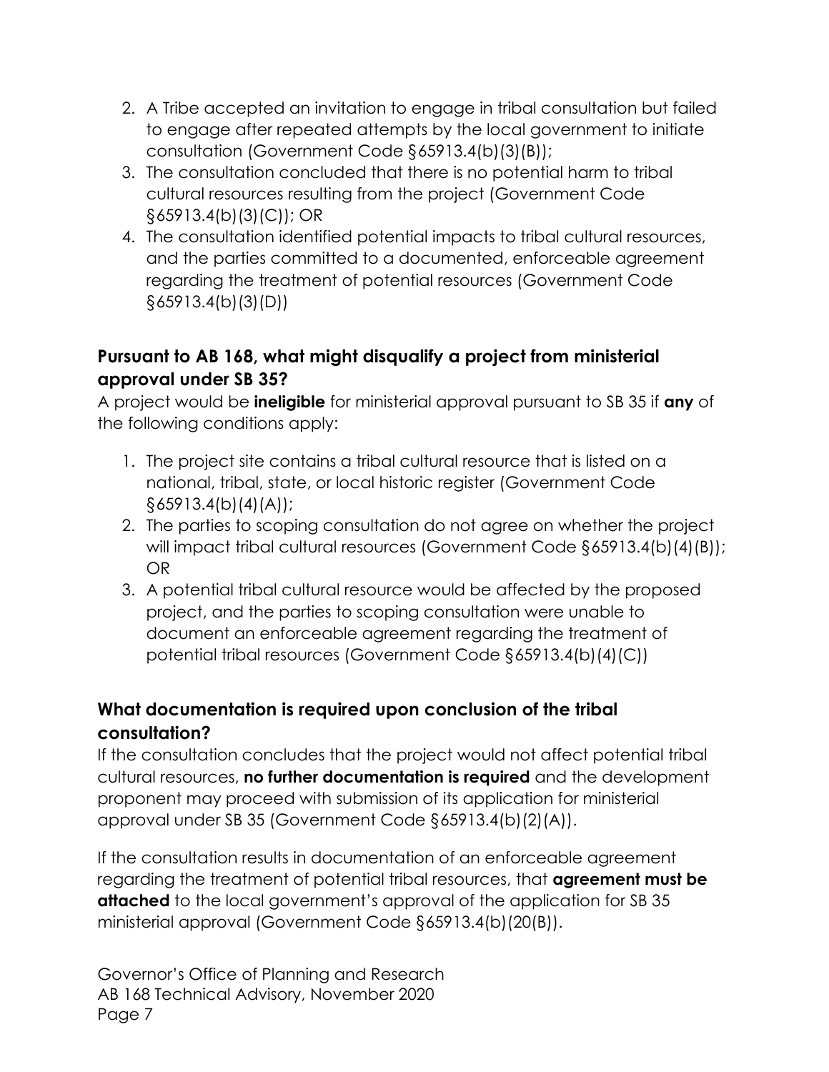2. A Tribe accepted an invitation to engage in tribal consultation but failed to engage after repeated attempts by the local government to initiate consultation (Government Code §65913.4(b)(3)(B));
3. The consultation concluded that there is no potential harm to tribal cultural resources resulting from the project (Government Code §65913.4(b)(3)(C)); OR
4. The consultation identified potential impacts to tribal cultural resources, and the parties committed to a documented, enforceable agreement regarding the treatment of potential resources (Government Code §65913.4(b)(3)(D))

### Pursuant to AB 168, what might disqualify a project from ministerial approval under SB 35?

A project would be **ineligible** for ministerial approval pursuant to SB 35 if **any** of the following conditions apply:

1. The project site contains a tribal cultural resource that is listed on a national, tribal, state, or local historic register (Government Code §65913.4(b)(4)(A));
2. The parties to scoping consultation do not agree on whether the project will impact tribal cultural resources (Government Code §65913.4(b)(4)(B)); OR
3. A potential tribal cultural resource would be affected by the proposed project, and the parties to scoping consultation were unable to document an enforceable agreement regarding the treatment of potential tribal resources (Government Code §65913.4(b)(4)(C))

### What documentation is required upon conclusion of the tribal consultation?

If the consultation concludes that the project would not affect potential tribal cultural resources, **no further documentation is required** and the development proponent may proceed with submission of its application for ministerial approval under SB 35 (Government Code §65913.4(b)(2)(A)).

If the consultation results in documentation of an enforceable agreement regarding the treatment of potential tribal resources, that **agreement must be attached** to the local government's approval of the application for SB 35 ministerial approval (Government Code §65913.4(b)(20(B)).

Governor's Office of Planning and Research
AB 168 Technical Advisory, November 2020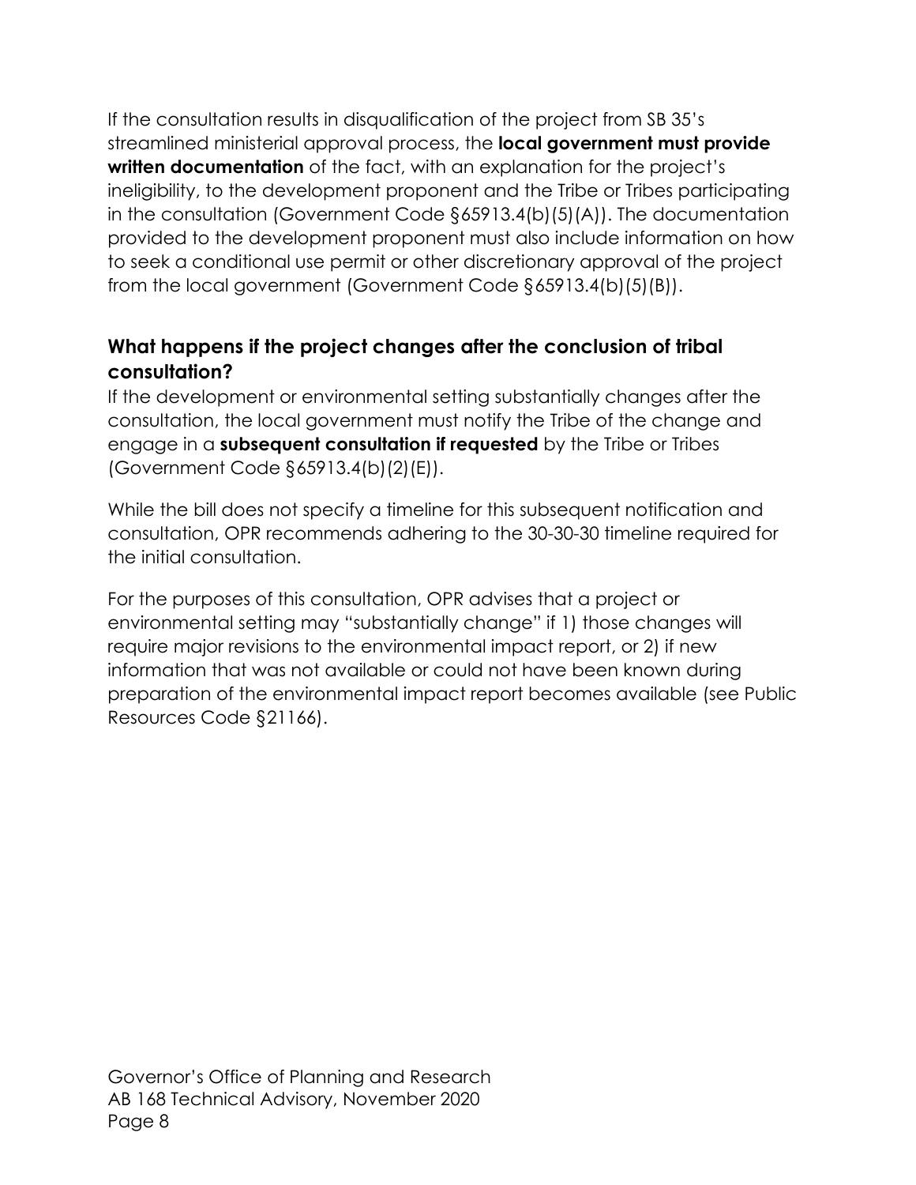If the consultation results in disqualification of the project from SB 35's streamlined ministerial approval process, the **local government must provide written documentation** of the fact, with an explanation for the project's ineligibility, to the development proponent and the Tribe or Tribes participating in the consultation (Government Code §65913.4(b)(5)(A)). The documentation provided to the development proponent must also include information on how to seek a conditional use permit or other discretionary approval of the project from the local government (Government Code §65913.4(b)(5)(B)).

### What happens if the project changes after the conclusion of tribal consultation?

If the development or environmental setting substantially changes after the consultation, the local government must notify the Tribe of the change and engage in a **subsequent consultation if requested** by the Tribe or Tribes (Government Code §65913.4(b)(2)(E)).

While the bill does not specify a timeline for this subsequent notification and consultation, OPR recommends adhering to the 30-30-30 timeline required for the initial consultation.

For the purposes of this consultation, OPR advises that a project or environmental setting may "substantially change" if 1) those changes will require major revisions to the environmental impact report, or 2) if new information that was not available or could not have been known during preparation of the environmental impact report becomes available (see Public Resources Code §21166).